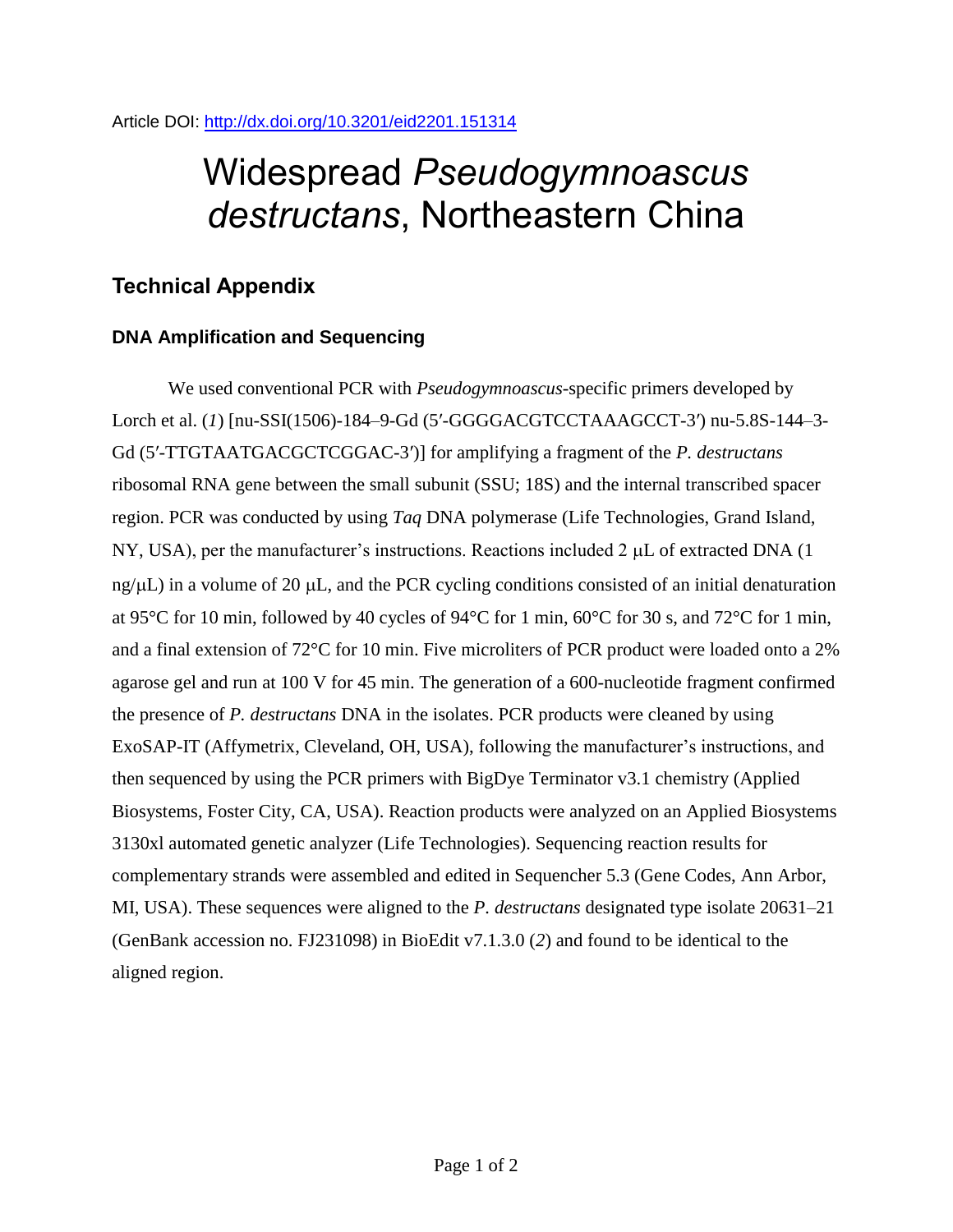Article DOI: http://dx.doi.org/10.3201/eid2201.151314

# Widespread *Pseudogymnoascus destructans*, Northeastern China

## Technical Appendix

### DNA Amplification and Sequencing

We used conventional PCR with *Pseudogymnoascus*-specific primers developed by Lorch et al. (*1*) [nu-SSI(1506)-184–9-Gd (5′-GGGGACGTCCTAAAGCCT-3′) nu-5.8S-144–3-Gd (5′-TTGTAATGACGCTCGGAC-3′)] for amplifying a fragment of the *P. destructans* ribosomal RNA gene between the small subunit (SSU; 18S) and the internal transcribed spacer region. PCR was conducted by using *Taq* DNA polymerase (Life Technologies, Grand Island, NY, USA), per the manufacturer's instructions. Reactions included 2 μL of extracted DNA (1 ng/μL) in a volume of 20 μL, and the PCR cycling conditions consisted of an initial denaturation at 95°C for 10 min, followed by 40 cycles of 94°C for 1 min, 60°C for 30 s, and 72°C for 1 min, and a final extension of 72°C for 10 min. Five microliters of PCR product were loaded onto a 2% agarose gel and run at 100 V for 45 min. The generation of a 600-nucleotide fragment confirmed the presence of *P. destructans* DNA in the isolates. PCR products were cleaned by using ExoSAP-IT (Affymetrix, Cleveland, OH, USA), following the manufacturer's instructions, and then sequenced by using the PCR primers with BigDye Terminator v3.1 chemistry (Applied Biosystems, Foster City, CA, USA). Reaction products were analyzed on an Applied Biosystems 3130xl automated genetic analyzer (Life Technologies). Sequencing reaction results for complementary strands were assembled and edited in Sequencher 5.3 (Gene Codes, Ann Arbor, MI, USA). These sequences were aligned to the *P. destructans* designated type isolate 20631–21 (GenBank accession no. FJ231098) in BioEdit v7.1.3.0 (*2*) and found to be identical to the aligned region.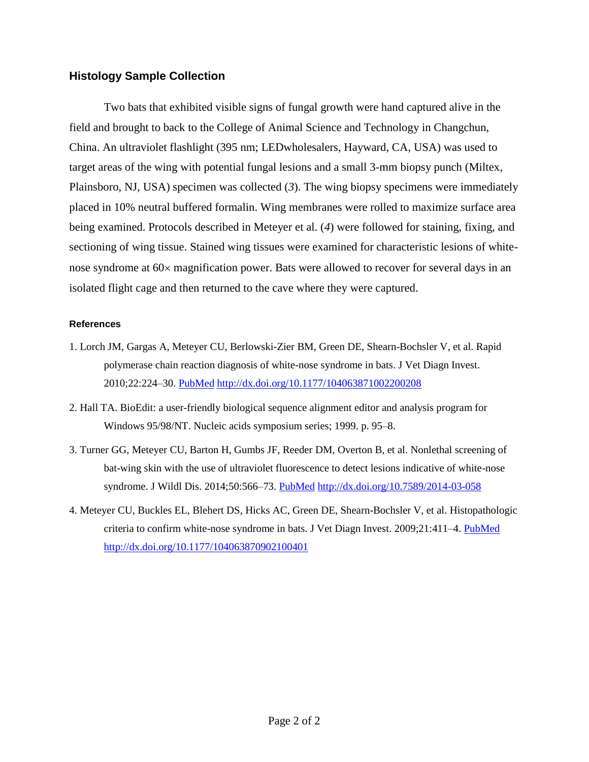## Histology Sample Collection

Two bats that exhibited visible signs of fungal growth were hand captured alive in the field and brought to back to the College of Animal Science and Technology in Changchun, China. An ultraviolet flashlight (395 nm; LEDwholesalers, Hayward, CA, USA) was used to target areas of the wing with potential fungal lesions and a small 3-mm biopsy punch (Miltex, Plainsboro, NJ, USA) specimen was collected (*3*). The wing biopsy specimens were immediately placed in 10% neutral buffered formalin. Wing membranes were rolled to maximize surface area being examined. Protocols described in Meteyer et al. (*4*) were followed for staining, fixing, and sectioning of wing tissue. Stained wing tissues were examined for characteristic lesions of white-nose syndrome at 60× magnification power. Bats were allowed to recover for several days in an isolated flight cage and then returned to the cave where they were captured.

#### References

1. Lorch JM, Gargas A, Meteyer CU, Berlowski-Zier BM, Green DE, Shearn-Bochsler V, et al. Rapid polymerase chain reaction diagnosis of white-nose syndrome in bats. J Vet Diagn Invest. 2010;22:224–30. PubMed http://dx.doi.org/10.1177/104063871002200208
2. Hall TA. BioEdit: a user-friendly biological sequence alignment editor and analysis program for Windows 95/98/NT. Nucleic acids symposium series; 1999. p. 95–8.
3. Turner GG, Meteyer CU, Barton H, Gumbs JF, Reeder DM, Overton B, et al. Nonlethal screening of bat-wing skin with the use of ultraviolet fluorescence to detect lesions indicative of white-nose syndrome. J Wildl Dis. 2014;50:566–73. PubMed http://dx.doi.org/10.7589/2014-03-058
4. Meteyer CU, Buckles EL, Blehert DS, Hicks AC, Green DE, Shearn-Bochsler V, et al. Histopathologic criteria to confirm white-nose syndrome in bats. J Vet Diagn Invest. 2009;21:411–4. PubMed http://dx.doi.org/10.1177/104063870902100401